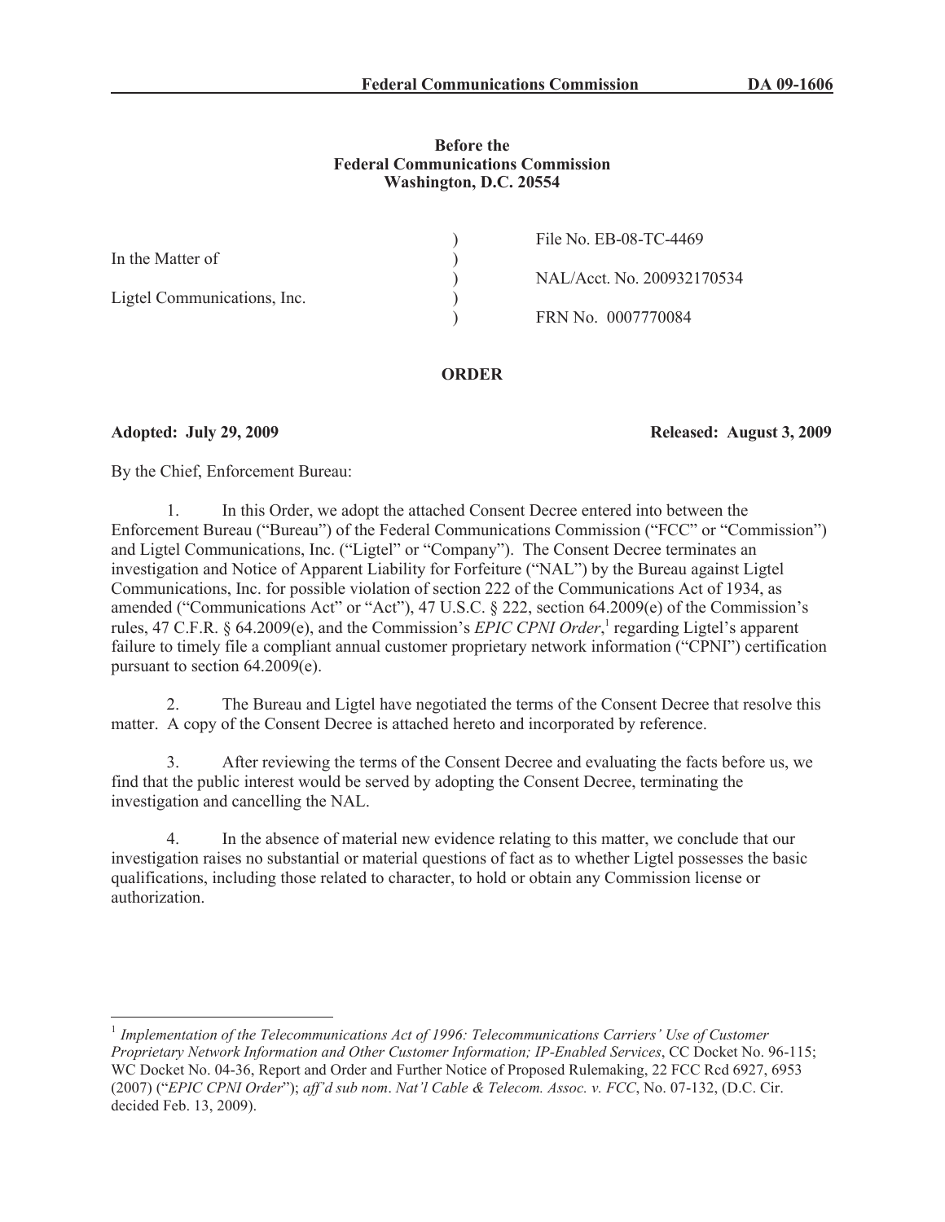**Before the**
**Federal Communications Commission**
**Washington, D.C. 20554**

| | | |
|---|---|---|
| In the Matter of | ) | File No. EB-08-TC-4469 |
| | ) | NAL/Acct. No. 200932170534 |
| Ligtel Communications, Inc. | ) | FRN No. 0007770084 |

**ORDER**

**Adopted: July 29, 2009** **Released: August 3, 2009**

By the Chief, Enforcement Bureau:

1. In this Order, we adopt the attached Consent Decree entered into between the Enforcement Bureau ("Bureau") of the Federal Communications Commission ("FCC" or "Commission") and Ligtel Communications, Inc. ("Ligtel" or "Company"). The Consent Decree terminates an investigation and Notice of Apparent Liability for Forfeiture ("NAL") by the Bureau against Ligtel Communications, Inc. for possible violation of section 222 of the Communications Act of 1934, as amended ("Communications Act" or "Act"), 47 U.S.C. § 222, section 64.2009(e) of the Commission's rules, 47 C.F.R. § 64.2009(e), and the Commission's *EPIC CPNI Order*,[1] regarding Ligtel's apparent failure to timely file a compliant annual customer proprietary network information ("CPNI") certification pursuant to section 64.2009(e).

2. The Bureau and Ligtel have negotiated the terms of the Consent Decree that resolve this matter. A copy of the Consent Decree is attached hereto and incorporated by reference.

3. After reviewing the terms of the Consent Decree and evaluating the facts before us, we find that the public interest would be served by adopting the Consent Decree, terminating the investigation and cancelling the NAL.

4. In the absence of material new evidence relating to this matter, we conclude that our investigation raises no substantial or material questions of fact as to whether Ligtel possesses the basic qualifications, including those related to character, to hold or obtain any Commission license or authorization.

---

[1] *Implementation of the Telecommunications Act of 1996: Telecommunications Carriers' Use of Customer Proprietary Network Information and Other Customer Information; IP-Enabled Services*, CC Docket No. 96-115; WC Docket No. 04-36, Report and Order and Further Notice of Proposed Rulemaking, 22 FCC Rcd 6927, 6953 (2007) ("*EPIC CPNI Order*"); *aff'd sub nom*. *Nat'l Cable & Telecom. Assoc. v. FCC*, No. 07-132, (D.C. Cir. decided Feb. 13, 2009).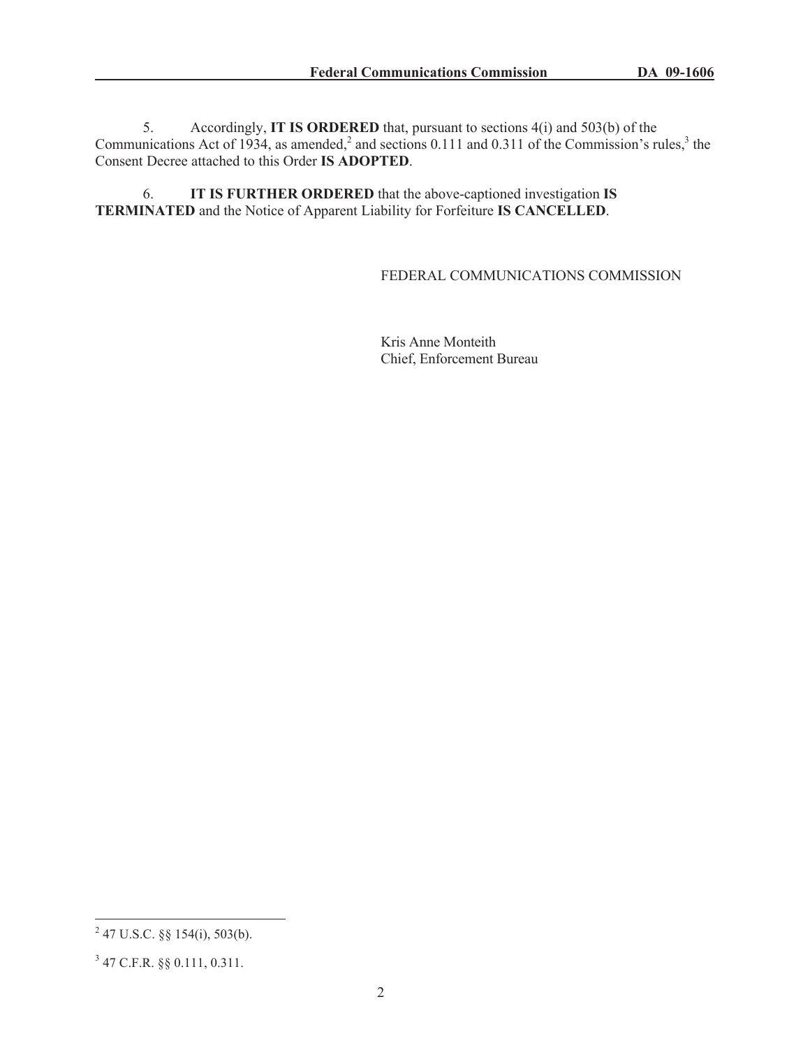5. Accordingly, **IT IS ORDERED** that, pursuant to sections 4(i) and 503(b) of the Communications Act of 1934, as amended,[2] and sections 0.111 and 0.311 of the Commission's rules,[3] the Consent Decree attached to this Order **IS ADOPTED**.

6. **IT IS FURTHER ORDERED** that the above-captioned investigation **IS TERMINATED** and the Notice of Apparent Liability for Forfeiture **IS CANCELLED**.

FEDERAL COMMUNICATIONS COMMISSION

Kris Anne Monteith
Chief, Enforcement Bureau

---

[2] 47 U.S.C. §§ 154(i), 503(b).

[3] 47 C.F.R. §§ 0.111, 0.311.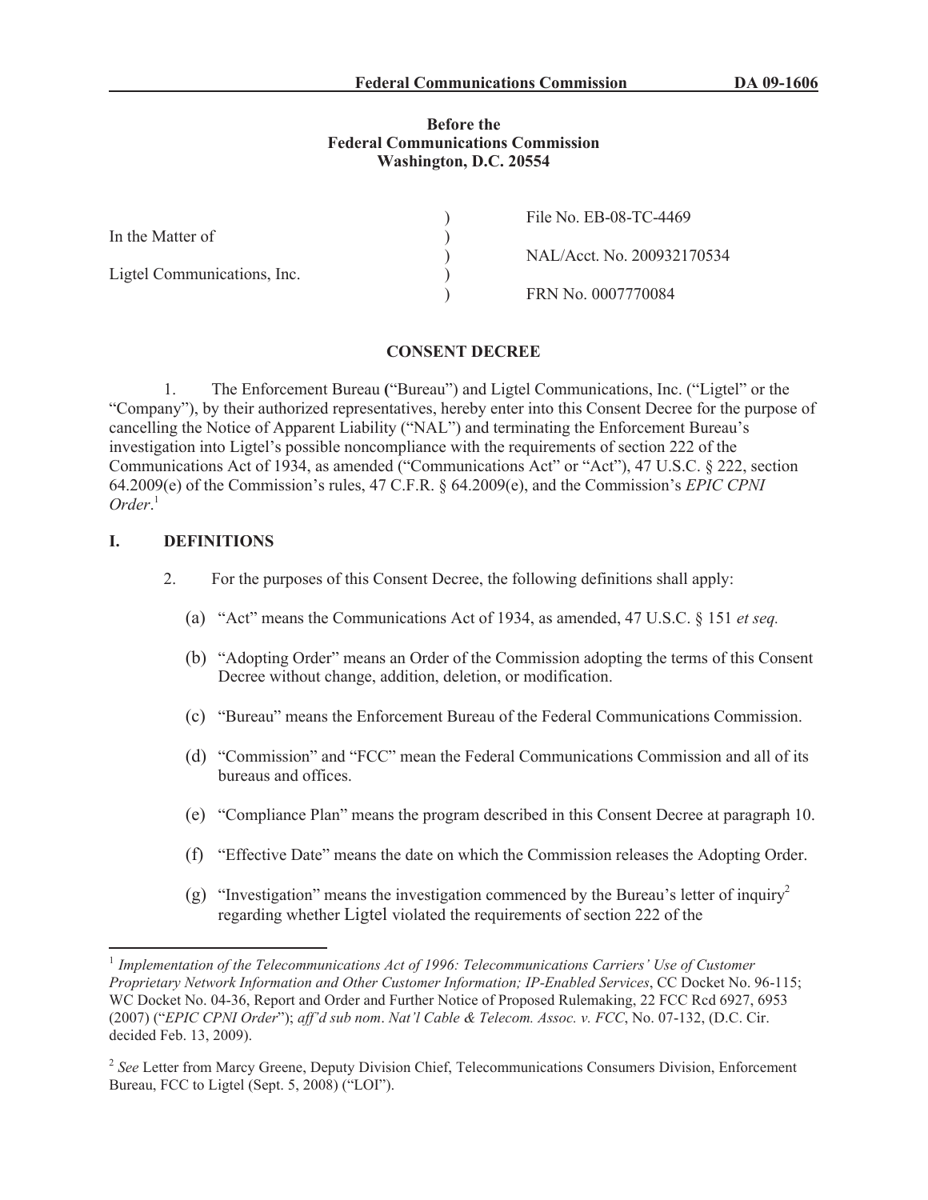**Before the**
**Federal Communications Commission**
**Washington, D.C. 20554**

| | | |
|---|---|---|
| In the Matter of | ) | File No. EB-08-TC-4469 |
| | ) | NAL/Acct. No. 200932170534 |
| Ligtel Communications, Inc. | ) | FRN No. 0007770084 |

## CONSENT DECREE

1. The Enforcement Bureau ("Bureau") and Ligtel Communications, Inc. ("Ligtel" or the "Company"), by their authorized representatives, hereby enter into this Consent Decree for the purpose of cancelling the Notice of Apparent Liability ("NAL") and terminating the Enforcement Bureau's investigation into Ligtel's possible noncompliance with the requirements of section 222 of the Communications Act of 1934, as amended ("Communications Act" or "Act"), 47 U.S.C. § 222, section 64.2009(e) of the Commission's rules, 47 C.F.R. § 64.2009(e), and the Commission's *EPIC CPNI Order*.[1]

## I. DEFINITIONS

2. For the purposes of this Consent Decree, the following definitions shall apply:

(a) "Act" means the Communications Act of 1934, as amended, 47 U.S.C. § 151 *et seq.*

(b) "Adopting Order" means an Order of the Commission adopting the terms of this Consent Decree without change, addition, deletion, or modification.

(c) "Bureau" means the Enforcement Bureau of the Federal Communications Commission.

(d) "Commission" and "FCC" mean the Federal Communications Commission and all of its bureaus and offices.

(e) "Compliance Plan" means the program described in this Consent Decree at paragraph 10.

(f) "Effective Date" means the date on which the Commission releases the Adopting Order.

(g) "Investigation" means the investigation commenced by the Bureau's letter of inquiry[2] regarding whether Ligtel violated the requirements of section 222 of the

---

[1] *Implementation of the Telecommunications Act of 1996: Telecommunications Carriers' Use of Customer Proprietary Network Information and Other Customer Information; IP-Enabled Services*, CC Docket No. 96-115; WC Docket No. 04-36, Report and Order and Further Notice of Proposed Rulemaking, 22 FCC Rcd 6927, 6953 (2007) ("*EPIC CPNI Order*"); *aff'd sub nom*. *Nat'l Cable & Telecom. Assoc. v. FCC*, No. 07-132, (D.C. Cir. decided Feb. 13, 2009).

[2] *See* Letter from Marcy Greene, Deputy Division Chief, Telecommunications Consumers Division, Enforcement Bureau, FCC to Ligtel (Sept. 5, 2008) ("LOI").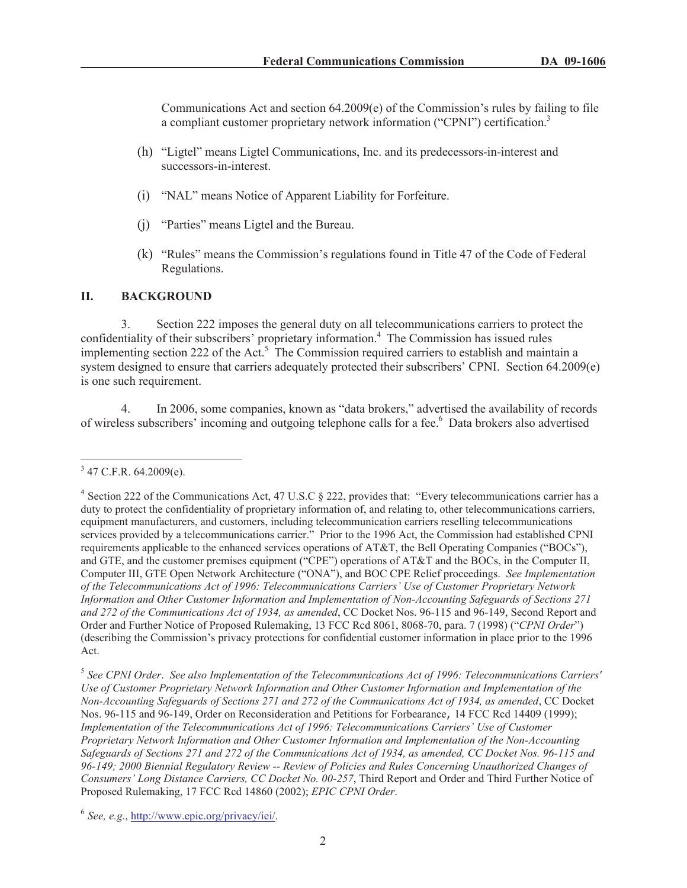Communications Act and section 64.2009(e) of the Commission's rules by failing to file a compliant customer proprietary network information ("CPNI") certification.[3]

(h) "Ligtel" means Ligtel Communications, Inc. and its predecessors-in-interest and successors-in-interest.

(i) "NAL" means Notice of Apparent Liability for Forfeiture.

(j) "Parties" means Ligtel and the Bureau.

(k) "Rules" means the Commission's regulations found in Title 47 of the Code of Federal Regulations.

## II. BACKGROUND

3. Section 222 imposes the general duty on all telecommunications carriers to protect the confidentiality of their subscribers' proprietary information.[4] The Commission has issued rules implementing section 222 of the Act.[5] The Commission required carriers to establish and maintain a system designed to ensure that carriers adequately protected their subscribers' CPNI. Section 64.2009(e) is one such requirement.

4. In 2006, some companies, known as "data brokers," advertised the availability of records of wireless subscribers' incoming and outgoing telephone calls for a fee.[6] Data brokers also advertised

---

[3] 47 C.F.R. 64.2009(e).

[4] Section 222 of the Communications Act, 47 U.S.C § 222, provides that: "Every telecommunications carrier has a duty to protect the confidentiality of proprietary information of, and relating to, other telecommunications carriers, equipment manufacturers, and customers, including telecommunication carriers reselling telecommunications services provided by a telecommunications carrier." Prior to the 1996 Act, the Commission had established CPNI requirements applicable to the enhanced services operations of AT&T, the Bell Operating Companies ("BOCs"), and GTE, and the customer premises equipment ("CPE") operations of AT&T and the BOCs, in the Computer II, Computer III, GTE Open Network Architecture ("ONA"), and BOC CPE Relief proceedings. *See Implementation of the Telecommunications Act of 1996: Telecommunications Carriers' Use of Customer Proprietary Network Information and Other Customer Information and Implementation of Non-Accounting Safeguards of Sections 271 and 272 of the Communications Act of 1934, as amended*, CC Docket Nos. 96-115 and 96-149, Second Report and Order and Further Notice of Proposed Rulemaking, 13 FCC Rcd 8061, 8068-70, para. 7 (1998) ("*CPNI Order*") (describing the Commission's privacy protections for confidential customer information in place prior to the 1996 Act.

[5] *See CPNI Order*. *See also Implementation of the Telecommunications Act of 1996: Telecommunications Carriers' Use of Customer Proprietary Network Information and Other Customer Information and Implementation of the Non-Accounting Safeguards of Sections 271 and 272 of the Communications Act of 1934, as amended*, CC Docket Nos. 96-115 and 96-149, Order on Reconsideration and Petitions for Forbearance, 14 FCC Rcd 14409 (1999); *Implementation of the Telecommunications Act of 1996: Telecommunications Carriers' Use of Customer Proprietary Network Information and Other Customer Information and Implementation of the Non-Accounting Safeguards of Sections 271 and 272 of the Communications Act of 1934, as amended, CC Docket Nos. 96-115 and 96-149; 2000 Biennial Regulatory Review -- Review of Policies and Rules Concerning Unauthorized Changes of Consumers' Long Distance Carriers, CC Docket No. 00-257*, Third Report and Order and Third Further Notice of Proposed Rulemaking, 17 FCC Rcd 14860 (2002); *EPIC CPNI Order*.

[6] *See, e.g.*, http://www.epic.org/privacy/iei/.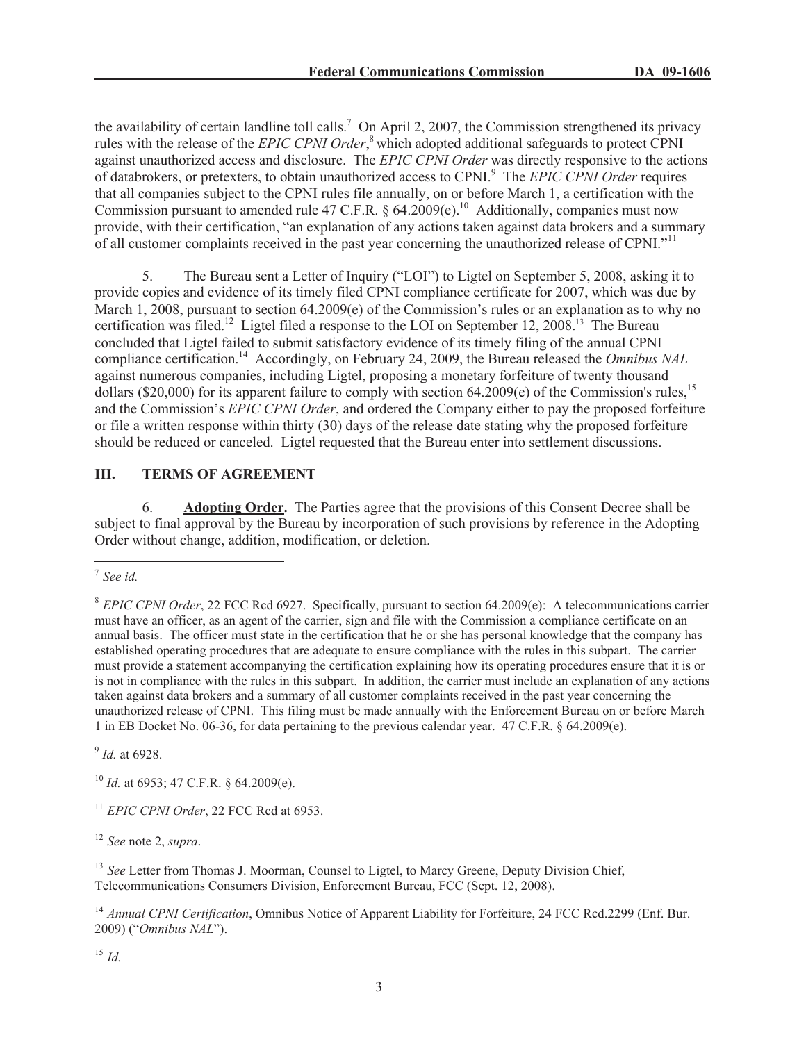the availability of certain landline toll calls.[7] On April 2, 2007, the Commission strengthened its privacy rules with the release of the *EPIC CPNI Order*,[8] which adopted additional safeguards to protect CPNI against unauthorized access and disclosure. The *EPIC CPNI Order* was directly responsive to the actions of databrokers, or pretexters, to obtain unauthorized access to CPNI.[9] The *EPIC CPNI Order* requires that all companies subject to the CPNI rules file annually, on or before March 1, a certification with the Commission pursuant to amended rule 47 C.F.R. § 64.2009(e).[10] Additionally, companies must now provide, with their certification, "an explanation of any actions taken against data brokers and a summary of all customer complaints received in the past year concerning the unauthorized release of CPNI."[11]

5. The Bureau sent a Letter of Inquiry ("LOI") to Ligtel on September 5, 2008, asking it to provide copies and evidence of its timely filed CPNI compliance certificate for 2007, which was due by March 1, 2008, pursuant to section 64.2009(e) of the Commission's rules or an explanation as to why no certification was filed.[12] Ligtel filed a response to the LOI on September 12, 2008.[13] The Bureau concluded that Ligtel failed to submit satisfactory evidence of its timely filing of the annual CPNI compliance certification.[14] Accordingly, on February 24, 2009, the Bureau released the *Omnibus NAL* against numerous companies, including Ligtel, proposing a monetary forfeiture of twenty thousand dollars ($20,000) for its apparent failure to comply with section 64.2009(e) of the Commission's rules,[15] and the Commission's *EPIC CPNI Order*, and ordered the Company either to pay the proposed forfeiture or file a written response within thirty (30) days of the release date stating why the proposed forfeiture should be reduced or canceled. Ligtel requested that the Bureau enter into settlement discussions.

## III. TERMS OF AGREEMENT

6. **Adopting Order.** The Parties agree that the provisions of this Consent Decree shall be subject to final approval by the Bureau by incorporation of such provisions by reference in the Adopting Order without change, addition, modification, or deletion.

---

[7] *See id.*

[8] *EPIC CPNI Order*, 22 FCC Rcd 6927. Specifically, pursuant to section 64.2009(e): A telecommunications carrier must have an officer, as an agent of the carrier, sign and file with the Commission a compliance certificate on an annual basis. The officer must state in the certification that he or she has personal knowledge that the company has established operating procedures that are adequate to ensure compliance with the rules in this subpart. The carrier must provide a statement accompanying the certification explaining how its operating procedures ensure that it is or is not in compliance with the rules in this subpart. In addition, the carrier must include an explanation of any actions taken against data brokers and a summary of all customer complaints received in the past year concerning the unauthorized release of CPNI. This filing must be made annually with the Enforcement Bureau on or before March 1 in EB Docket No. 06-36, for data pertaining to the previous calendar year. 47 C.F.R. § 64.2009(e).

[9] *Id.* at 6928.

[10] *Id.* at 6953; 47 C.F.R. § 64.2009(e).

[11] *EPIC CPNI Order*, 22 FCC Rcd at 6953.

[12] *See* note 2, *supra*.

[13] *See* Letter from Thomas J. Moorman, Counsel to Ligtel, to Marcy Greene, Deputy Division Chief, Telecommunications Consumers Division, Enforcement Bureau, FCC (Sept. 12, 2008).

[14] *Annual CPNI Certification*, Omnibus Notice of Apparent Liability for Forfeiture, 24 FCC Rcd.2299 (Enf. Bur. 2009) ("*Omnibus NAL*").

[15] *Id.*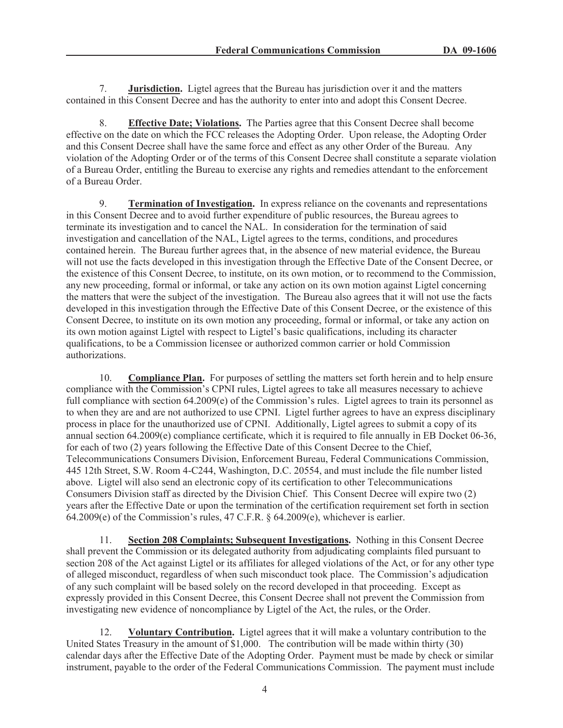7. **Jurisdiction.** Ligtel agrees that the Bureau has jurisdiction over it and the matters contained in this Consent Decree and has the authority to enter into and adopt this Consent Decree.

8. **Effective Date; Violations.** The Parties agree that this Consent Decree shall become effective on the date on which the FCC releases the Adopting Order. Upon release, the Adopting Order and this Consent Decree shall have the same force and effect as any other Order of the Bureau. Any violation of the Adopting Order or of the terms of this Consent Decree shall constitute a separate violation of a Bureau Order, entitling the Bureau to exercise any rights and remedies attendant to the enforcement of a Bureau Order.

9. **Termination of Investigation.** In express reliance on the covenants and representations in this Consent Decree and to avoid further expenditure of public resources, the Bureau agrees to terminate its investigation and to cancel the NAL. In consideration for the termination of said investigation and cancellation of the NAL, Ligtel agrees to the terms, conditions, and procedures contained herein. The Bureau further agrees that, in the absence of new material evidence, the Bureau will not use the facts developed in this investigation through the Effective Date of the Consent Decree, or the existence of this Consent Decree, to institute, on its own motion, or to recommend to the Commission, any new proceeding, formal or informal, or take any action on its own motion against Ligtel concerning the matters that were the subject of the investigation. The Bureau also agrees that it will not use the facts developed in this investigation through the Effective Date of this Consent Decree, or the existence of this Consent Decree, to institute on its own motion any proceeding, formal or informal, or take any action on its own motion against Ligtel with respect to Ligtel's basic qualifications, including its character qualifications, to be a Commission licensee or authorized common carrier or hold Commission authorizations.

10. **Compliance Plan.** For purposes of settling the matters set forth herein and to help ensure compliance with the Commission's CPNI rules, Ligtel agrees to take all measures necessary to achieve full compliance with section 64.2009(e) of the Commission's rules. Ligtel agrees to train its personnel as to when they are and are not authorized to use CPNI. Ligtel further agrees to have an express disciplinary process in place for the unauthorized use of CPNI. Additionally, Ligtel agrees to submit a copy of its annual section 64.2009(e) compliance certificate, which it is required to file annually in EB Docket 06-36, for each of two (2) years following the Effective Date of this Consent Decree to the Chief, Telecommunications Consumers Division, Enforcement Bureau, Federal Communications Commission, 445 12th Street, S.W. Room 4-C244, Washington, D.C. 20554, and must include the file number listed above. Ligtel will also send an electronic copy of its certification to other Telecommunications Consumers Division staff as directed by the Division Chief. This Consent Decree will expire two (2) years after the Effective Date or upon the termination of the certification requirement set forth in section 64.2009(e) of the Commission's rules, 47 C.F.R. § 64.2009(e), whichever is earlier.

11. **Section 208 Complaints; Subsequent Investigations.** Nothing in this Consent Decree shall prevent the Commission or its delegated authority from adjudicating complaints filed pursuant to section 208 of the Act against Ligtel or its affiliates for alleged violations of the Act, or for any other type of alleged misconduct, regardless of when such misconduct took place. The Commission's adjudication of any such complaint will be based solely on the record developed in that proceeding. Except as expressly provided in this Consent Decree, this Consent Decree shall not prevent the Commission from investigating new evidence of noncompliance by Ligtel of the Act, the rules, or the Order.

12. **Voluntary Contribution.** Ligtel agrees that it will make a voluntary contribution to the United States Treasury in the amount of $1,000. The contribution will be made within thirty (30) calendar days after the Effective Date of the Adopting Order. Payment must be made by check or similar instrument, payable to the order of the Federal Communications Commission. The payment must include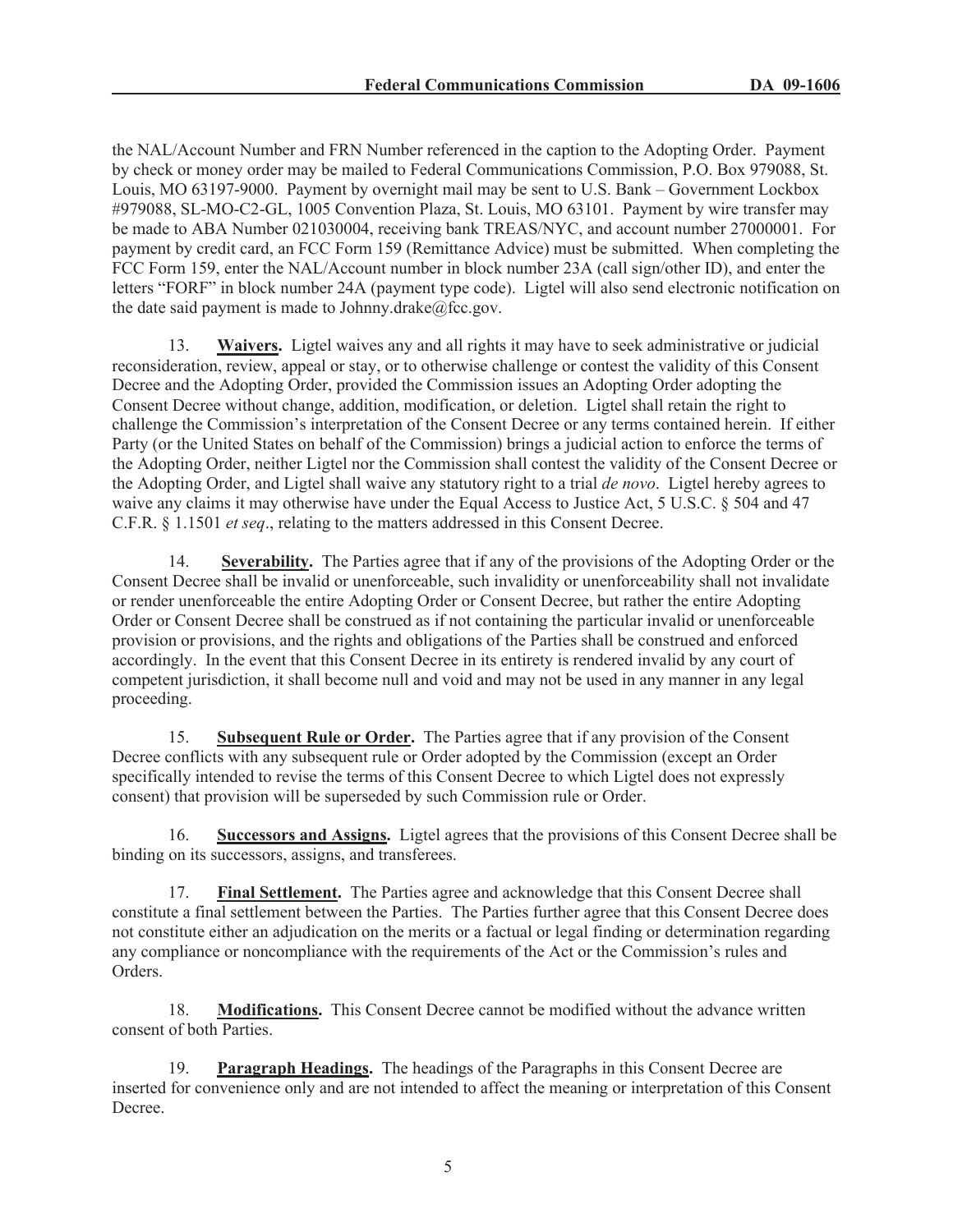the NAL/Account Number and FRN Number referenced in the caption to the Adopting Order. Payment by check or money order may be mailed to Federal Communications Commission, P.O. Box 979088, St. Louis, MO 63197-9000. Payment by overnight mail may be sent to U.S. Bank – Government Lockbox #979088, SL-MO-C2-GL, 1005 Convention Plaza, St. Louis, MO 63101. Payment by wire transfer may be made to ABA Number 021030004, receiving bank TREAS/NYC, and account number 27000001. For payment by credit card, an FCC Form 159 (Remittance Advice) must be submitted. When completing the FCC Form 159, enter the NAL/Account number in block number 23A (call sign/other ID), and enter the letters "FORF" in block number 24A (payment type code). Ligtel will also send electronic notification on the date said payment is made to Johnny.drake@fcc.gov.

13. **Waivers.** Ligtel waives any and all rights it may have to seek administrative or judicial reconsideration, review, appeal or stay, or to otherwise challenge or contest the validity of this Consent Decree and the Adopting Order, provided the Commission issues an Adopting Order adopting the Consent Decree without change, addition, modification, or deletion. Ligtel shall retain the right to challenge the Commission's interpretation of the Consent Decree or any terms contained herein. If either Party (or the United States on behalf of the Commission) brings a judicial action to enforce the terms of the Adopting Order, neither Ligtel nor the Commission shall contest the validity of the Consent Decree or the Adopting Order, and Ligtel shall waive any statutory right to a trial *de novo*. Ligtel hereby agrees to waive any claims it may otherwise have under the Equal Access to Justice Act, 5 U.S.C. § 504 and 47 C.F.R. § 1.1501 *et seq*., relating to the matters addressed in this Consent Decree.

14. **Severability.** The Parties agree that if any of the provisions of the Adopting Order or the Consent Decree shall be invalid or unenforceable, such invalidity or unenforceability shall not invalidate or render unenforceable the entire Adopting Order or Consent Decree, but rather the entire Adopting Order or Consent Decree shall be construed as if not containing the particular invalid or unenforceable provision or provisions, and the rights and obligations of the Parties shall be construed and enforced accordingly. In the event that this Consent Decree in its entirety is rendered invalid by any court of competent jurisdiction, it shall become null and void and may not be used in any manner in any legal proceeding.

15. **Subsequent Rule or Order.** The Parties agree that if any provision of the Consent Decree conflicts with any subsequent rule or Order adopted by the Commission (except an Order specifically intended to revise the terms of this Consent Decree to which Ligtel does not expressly consent) that provision will be superseded by such Commission rule or Order.

16. **Successors and Assigns.** Ligtel agrees that the provisions of this Consent Decree shall be binding on its successors, assigns, and transferees.

17. **Final Settlement.** The Parties agree and acknowledge that this Consent Decree shall constitute a final settlement between the Parties. The Parties further agree that this Consent Decree does not constitute either an adjudication on the merits or a factual or legal finding or determination regarding any compliance or noncompliance with the requirements of the Act or the Commission's rules and Orders.

18. **Modifications.** This Consent Decree cannot be modified without the advance written consent of both Parties.

19. **Paragraph Headings.** The headings of the Paragraphs in this Consent Decree are inserted for convenience only and are not intended to affect the meaning or interpretation of this Consent Decree.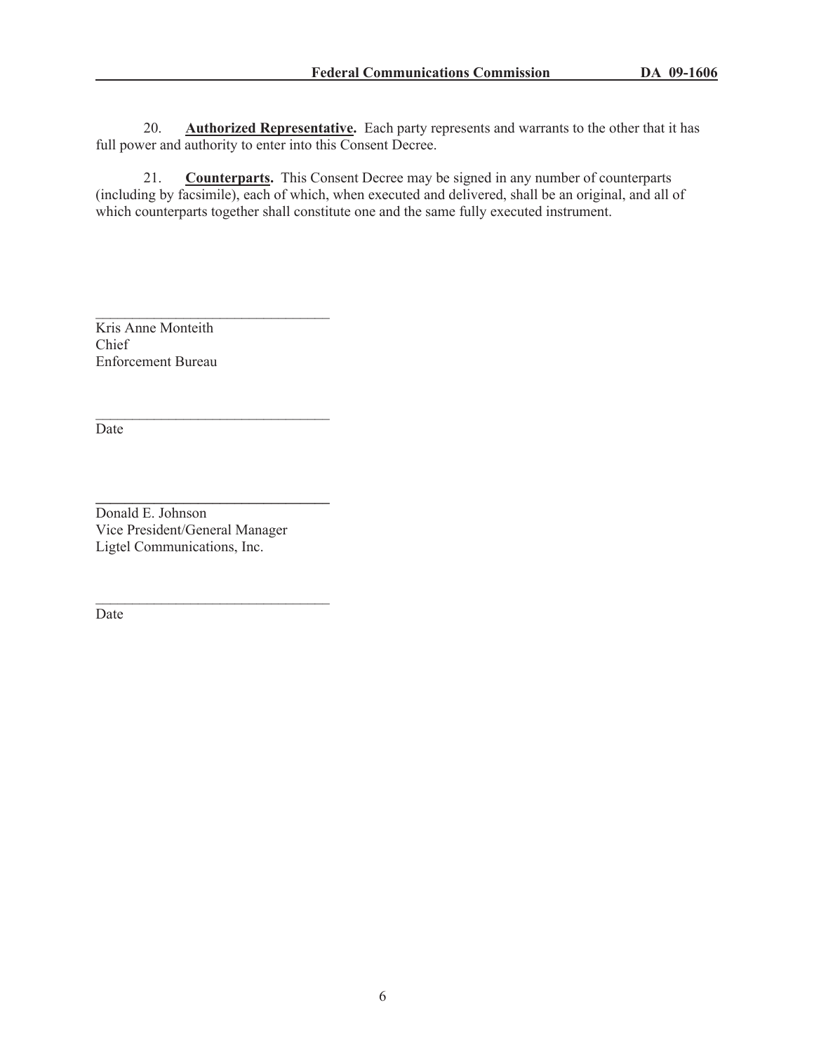20. **Authorized Representative.** Each party represents and warrants to the other that it has full power and authority to enter into this Consent Decree.

21. **Counterparts.** This Consent Decree may be signed in any number of counterparts (including by facsimile), each of which, when executed and delivered, shall be an original, and all of which counterparts together shall constitute one and the same fully executed instrument.

\_\_\_\_\_\_\_\_\_\_\_\_\_\_\_\_\_\_\_\_\_\_\_\_\_\_\_\_\_\_\_\_
Kris Anne Monteith
Chief
Enforcement Bureau

\_\_\_\_\_\_\_\_\_\_\_\_\_\_\_\_\_\_\_\_\_\_\_\_\_\_\_\_\_\_\_\_
Date

\_\_\_\_\_\_\_\_\_\_\_\_\_\_\_\_\_\_\_\_\_\_\_\_\_\_\_\_\_\_\_\_
Donald E. Johnson
Vice President/General Manager
Ligtel Communications, Inc.

\_\_\_\_\_\_\_\_\_\_\_\_\_\_\_\_\_\_\_\_\_\_\_\_\_\_\_\_\_\_\_\_
Date